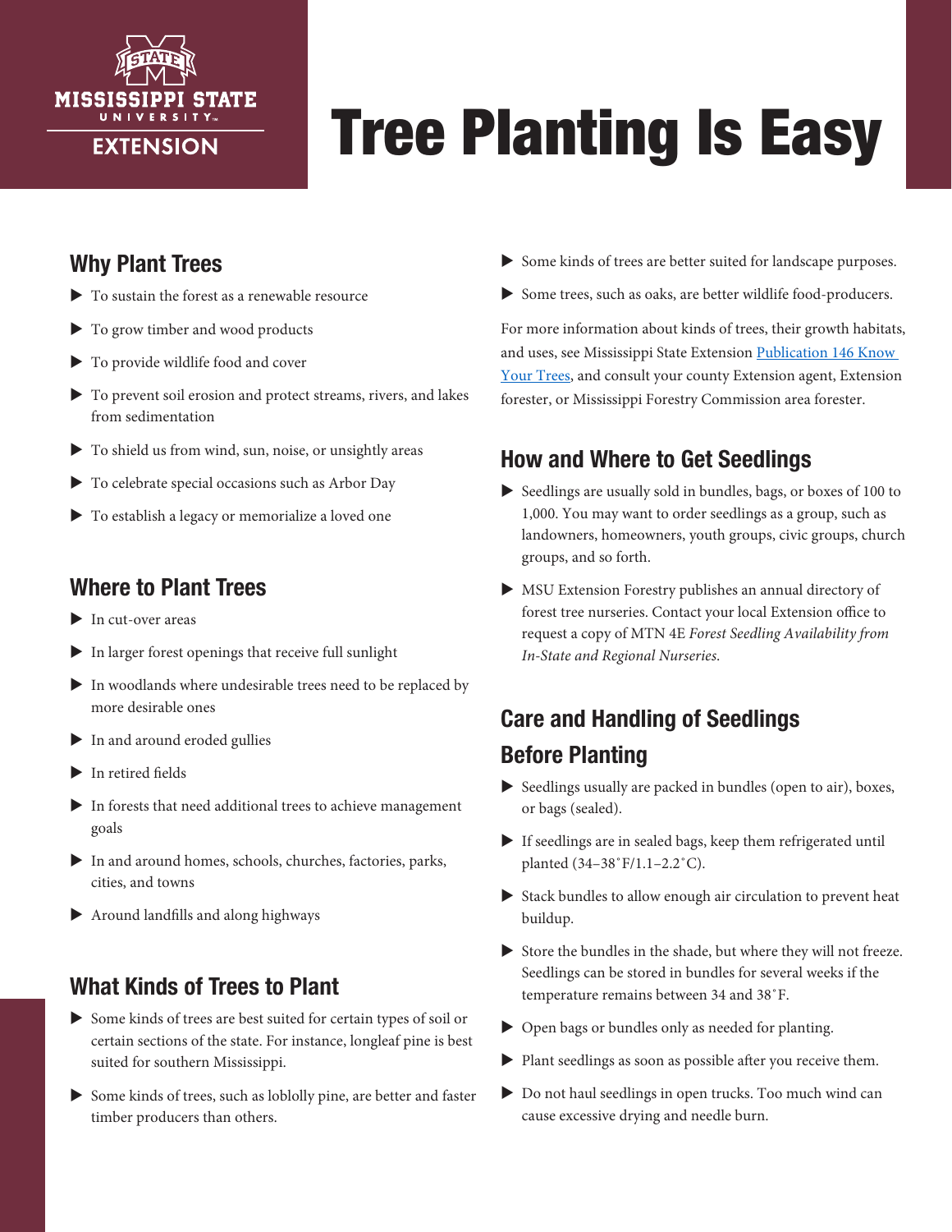# Tree Planting Is Easy

## Why Plant Trees

- To sustain the forest as a renewable resource
- To grow timber and wood products
- To provide wildlife food and cover
- To prevent soil erosion and protect streams, rivers, and lakes from sedimentation
- To shield us from wind, sun, noise, or unsightly areas
- To celebrate special occasions such as Arbor Day
- To establish a legacy or memorialize a loved one

## Where to Plant Trees

- In cut-over areas
- In larger forest openings that receive full sunlight
- In woodlands where undesirable trees need to be replaced by more desirable ones
- In and around eroded gullies
- In retired fields
- In forests that need additional trees to achieve management goals
- In and around homes, schools, churches, factories, parks, cities, and towns
- Around landfills and along highways

## What Kinds of Trees to Plant

- Some kinds of trees are best suited for certain types of soil or certain sections of the state. For instance, longleaf pine is best suited for southern Mississippi.
- Some kinds of trees, such as loblolly pine, are better and faster timber producers than others.
- Some kinds of trees are better suited for landscape purposes.
- Some trees, such as oaks, are better wildlife food-producers.

For more information about kinds of trees, their growth habitats, and uses, see Mississippi State Extension Publication 146 Know Your Trees, and consult your county Extension agent, Extension forester, or Mississippi Forestry Commission area forester.

## How and Where to Get Seedlings

- Seedlings are usually sold in bundles, bags, or boxes of 100 to 1,000. You may want to order seedlings as a group, such as landowners, homeowners, youth groups, civic groups, church groups, and so forth.
- MSU Extension Forestry publishes an annual directory of forest tree nurseries. Contact your local Extension office to request a copy of MTN 4E *Forest Seedling Availability from In-State and Regional Nurseries.*

## Care and Handling of Seedlings Before Planting

- Seedlings usually are packed in bundles (open to air), boxes, or bags (sealed).
- If seedlings are in sealed bags, keep them refrigerated until planted (34–38˚F/1.1–2.2˚C).
- Stack bundles to allow enough air circulation to prevent heat buildup.
- Store the bundles in the shade, but where they will not freeze. Seedlings can be stored in bundles for several weeks if the temperature remains between 34 and 38˚F.
- Open bags or bundles only as needed for planting.
- Plant seedlings as soon as possible after you receive them.
- Do not haul seedlings in open trucks. Too much wind can cause excessive drying and needle burn.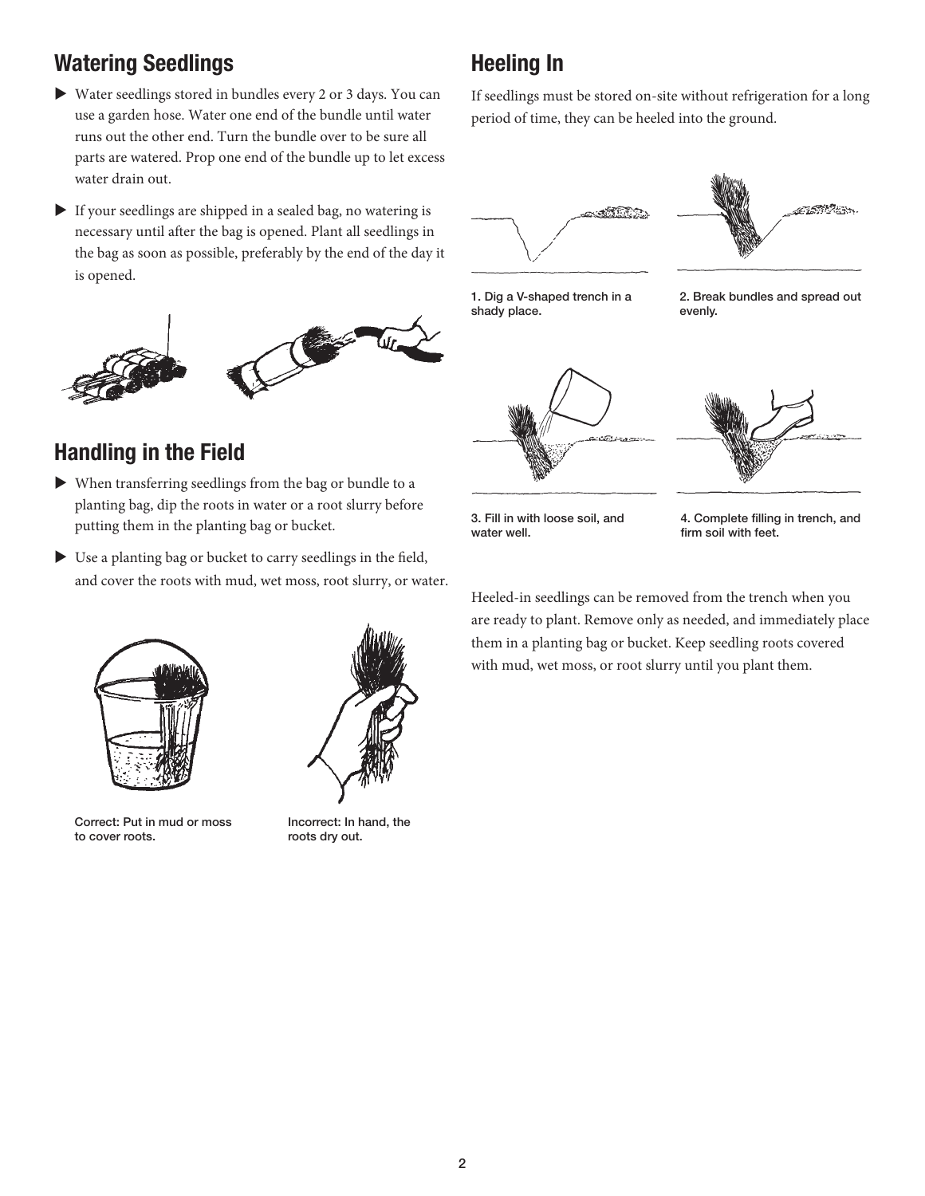## Watering Seedlings

- Water seedlings stored in bundles every 2 or 3 days. You can use a garden hose. Water one end of the bundle until water runs out the other end. Turn the bundle over to be sure all parts are watered. Prop one end of the bundle up to let excess water drain out.
- If your seedlings are shipped in a sealed bag, no watering is necessary until after the bag is opened. Plant all seedlings in the bag as soon as possible, preferably by the end of the day it is opened.

## Handling in the Field

- When transferring seedlings from the bag or bundle to a planting bag, dip the roots in water or a root slurry before putting them in the planting bag or bucket.
- Use a planting bag or bucket to carry seedlings in the field, and cover the roots with mud, wet moss, root slurry, or water.

Correct: Put in mud or moss to cover roots.

Incorrect: In hand, the roots dry out.

## Heeling In

If seedlings must be stored on-site without refrigeration for a long period of time, they can be heeled into the ground.

1. Dig a V-shaped trench in a shady place.
2. Break bundles and spread out evenly.
3. Fill in with loose soil, and water well.
4. Complete filling in trench, and firm soil with feet.

Heeled-in seedlings can be removed from the trench when you are ready to plant. Remove only as needed, and immediately place them in a planting bag or bucket. Keep seedling roots covered with mud, wet moss, or root slurry until you plant them.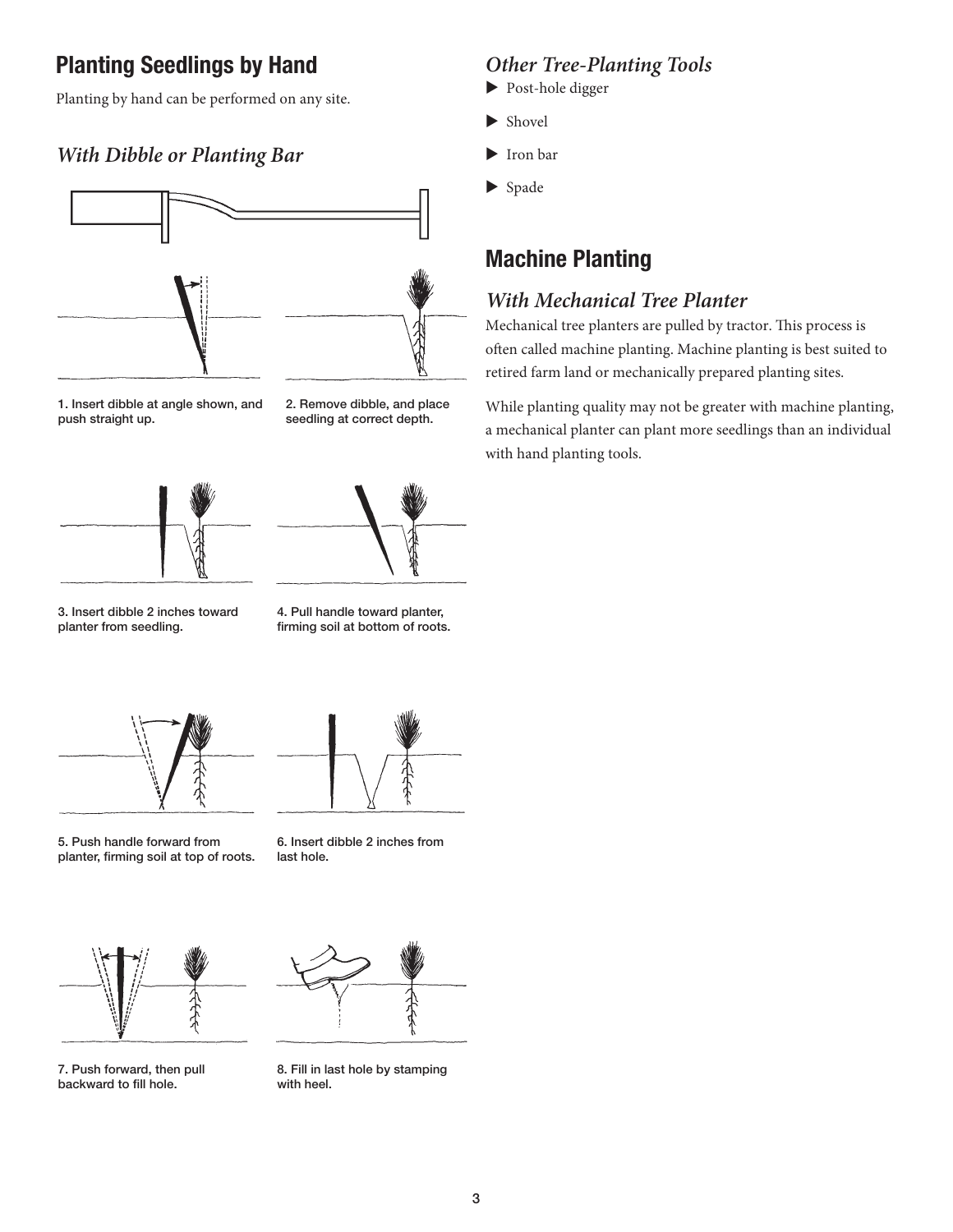## Planting Seedlings by Hand

Planting by hand can be performed on any site.

### *With Dibble or Planting Bar*

1. Insert dibble at angle shown, and push straight up.

2. Remove dibble, and place seedling at correct depth.

3. Insert dibble 2 inches toward planter from seedling.

4. Pull handle toward planter, firming soil at bottom of roots.

5. Push handle forward from planter, firming soil at top of roots.

6. Insert dibble 2 inches from last hole.

7. Push forward, then pull backward to fill hole.

8. Fill in last hole by stamping with heel.

### *Other Tree-Planting Tools*

- Post-hole digger
- Shovel
- Iron bar
- Spade

## Machine Planting

### *With Mechanical Tree Planter*

Mechanical tree planters are pulled by tractor. This process is often called machine planting. Machine planting is best suited to retired farm land or mechanically prepared planting sites.

While planting quality may not be greater with machine planting, a mechanical planter can plant more seedlings than an individual with hand planting tools.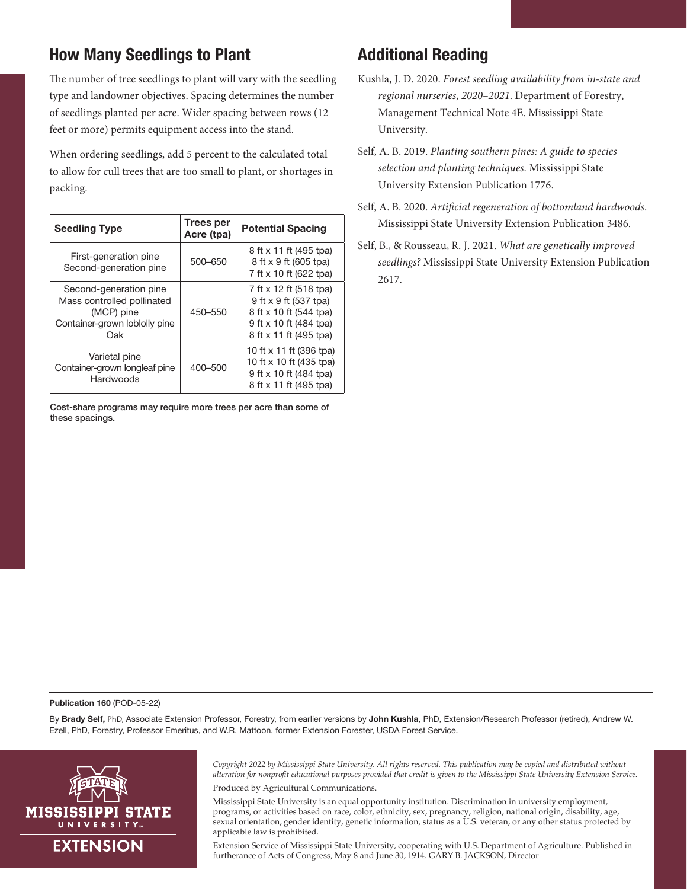## How Many Seedlings to Plant

The number of tree seedlings to plant will vary with the seedling type and landowner objectives. Spacing determines the number of seedlings planted per acre. Wider spacing between rows (12 feet or more) permits equipment access into the stand.

When ordering seedlings, add 5 percent to the calculated total to allow for cull trees that are too small to plant, or shortages in packing.

| Seedling Type | Trees per Acre (tpa) | Potential Spacing |
|---|---|---|
| First-generation pine<br>Second-generation pine | 500–650 | 8 ft x 11 ft (495 tpa)<br>8 ft x 9 ft (605 tpa)<br>7 ft x 10 ft (622 tpa) |
| Second-generation pine<br>Mass controlled pollinated (MCP) pine<br>Container-grown loblolly pine<br>Oak | 450–550 | 7 ft x 12 ft (518 tpa)<br>9 ft x 9 ft (537 tpa)<br>8 ft x 10 ft (544 tpa)<br>9 ft x 10 ft (484 tpa)<br>8 ft x 11 ft (495 tpa) |
| Varietal pine<br>Container-grown longleaf pine<br>Hardwoods | 400–500 | 10 ft x 11 ft (396 tpa)<br>10 ft x 10 ft (435 tpa)<br>9 ft x 10 ft (484 tpa)<br>8 ft x 11 ft (495 tpa) |

**Cost-share programs may require more trees per acre than some of these spacings.**

## Additional Reading

Kushla, J. D. 2020. *Forest seedling availability from in-state and regional nurseries, 2020–2021*. Department of Forestry, Management Technical Note 4E. Mississippi State University.

Self, A. B. 2019. *Planting southern pines: A guide to species selection and planting techniques*. Mississippi State University Extension Publication 1776.

Self, A. B. 2020. *Artificial regeneration of bottomland hardwoods*. Mississippi State University Extension Publication 3486.

Self, B., & Rousseau, R. J. 2021. *What are genetically improved seedlings?* Mississippi State University Extension Publication 2617.

**Publication 160** (POD-05-22)

By **Brady Self,** PhD, Associate Extension Professor, Forestry, from earlier versions by **John Kushla**, PhD, Extension/Research Professor (retired), Andrew W. Ezell, PhD, Forestry, Professor Emeritus, and W.R. Mattoon, former Extension Forester, USDA Forest Service.

MISSISSIPPI STATE UNIVERSITY EXTENSION

*Copyright 2022 by Mississippi State University. All rights reserved. This publication may be copied and distributed without alteration for nonprofit educational purposes provided that credit is given to the Mississippi State University Extension Service.*

Produced by Agricultural Communications.

Mississippi State University is an equal opportunity institution. Discrimination in university employment, programs, or activities based on race, color, ethnicity, sex, pregnancy, religion, national origin, disability, age, sexual orientation, gender identity, genetic information, status as a U.S. veteran, or any other status protected by applicable law is prohibited.

Extension Service of Mississippi State University, cooperating with U.S. Department of Agriculture. Published in furtherance of Acts of Congress, May 8 and June 30, 1914. GARY B. JACKSON, Director